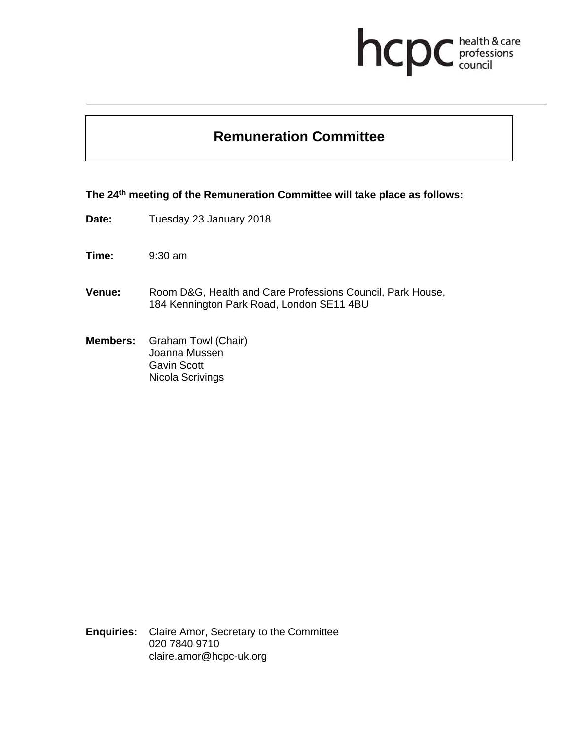hcpc health & care professions council

# Remuneration Committee

**The 24th meeting of the Remuneration Committee will take place as follows:**

**Date:** Tuesday 23 January 2018

**Time:** 9:30 am

**Venue:** Room D&G, Health and Care Professions Council, Park House, 184 Kennington Park Road, London SE11 4BU

**Members:** Graham Towl (Chair)
Joanna Mussen
Gavin Scott
Nicola Scrivings

**Enquiries:** Claire Amor, Secretary to the Committee
020 7840 9710
claire.amor@hcpc-uk.org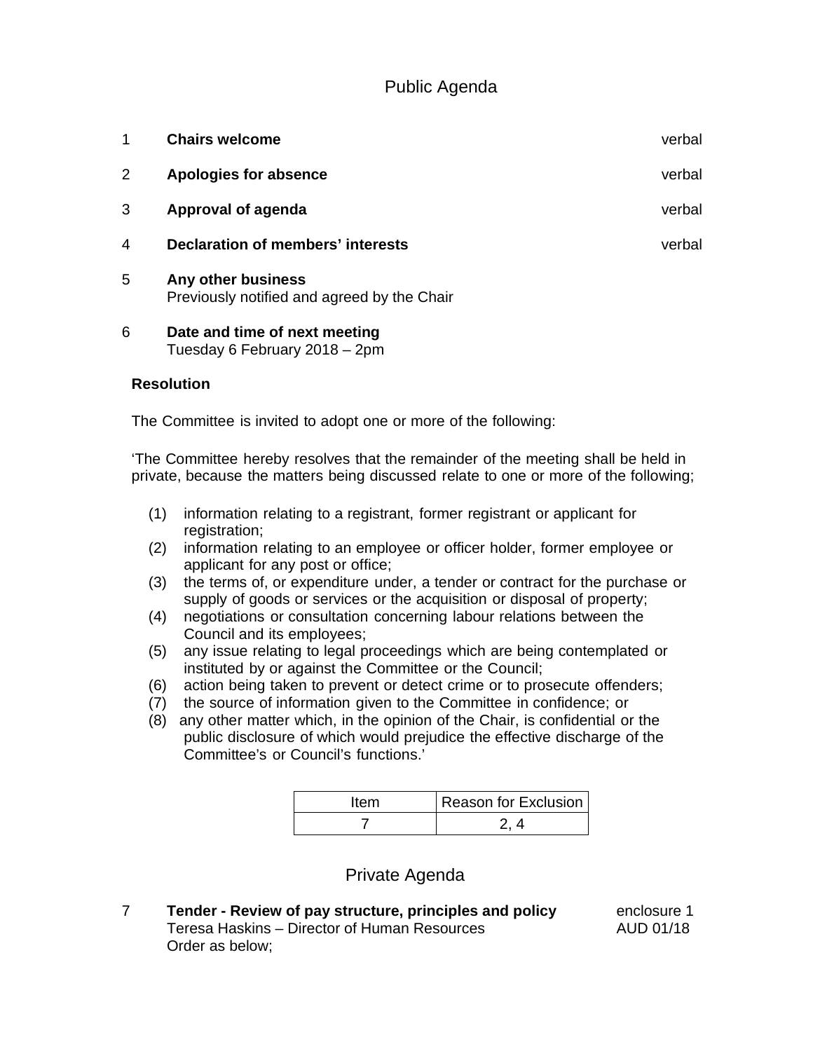## Public Agenda

| | | |
|---|---|---|
| 1 | **Chairs welcome** | verbal |
| 2 | **Apologies for absence** | verbal |
| 3 | **Approval of agenda** | verbal |
| 4 | **Declaration of members' interests** | verbal |

5 **Any other business**
Previously notified and agreed by the Chair

6 **Date and time of next meeting**
Tuesday 6 February 2018 – 2pm

**Resolution**

The Committee is invited to adopt one or more of the following:

'The Committee hereby resolves that the remainder of the meeting shall be held in private, because the matters being discussed relate to one or more of the following;

(1) information relating to a registrant, former registrant or applicant for registration;
(2) information relating to an employee or officer holder, former employee or applicant for any post or office;
(3) the terms of, or expenditure under, a tender or contract for the purchase or supply of goods or services or the acquisition or disposal of property;
(4) negotiations or consultation concerning labour relations between the Council and its employees;
(5) any issue relating to legal proceedings which are being contemplated or instituted by or against the Committee or the Council;
(6) action being taken to prevent or detect crime or to prosecute offenders;
(7) the source of information given to the Committee in confidence; or
(8) any other matter which, in the opinion of the Chair, is confidential or the public disclosure of which would prejudice the effective discharge of the Committee's or Council's functions.'

| Item | Reason for Exclusion |
|---|---|
| 7 | 2, 4 |

## Private Agenda

7 **Tender - Review of pay structure, principles and policy** — enclosure 1
Teresa Haskins – Director of Human Resources — AUD 01/18
Order as below;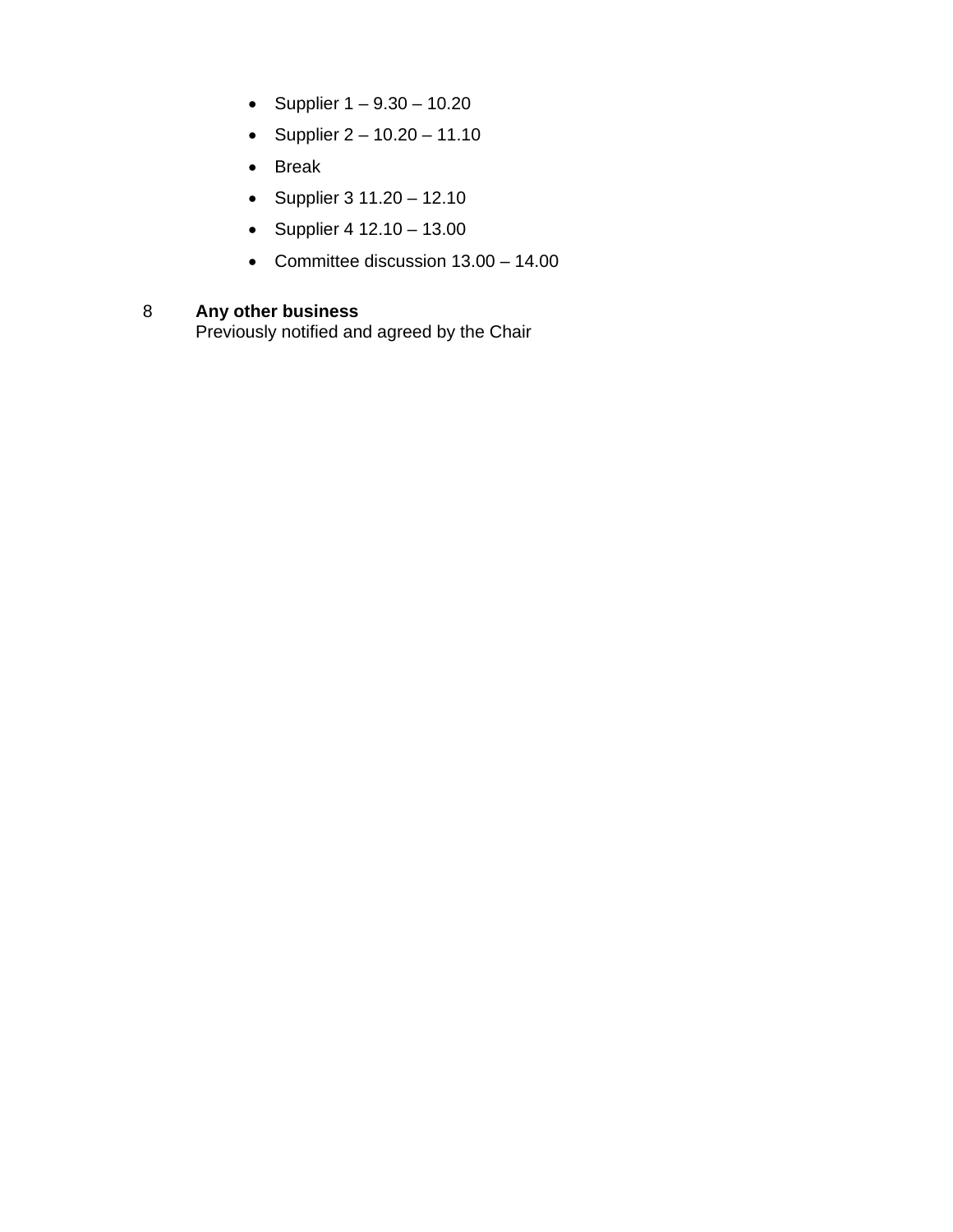- Supplier 1 – 9.30 – 10.20
- Supplier 2 – 10.20 – 11.10
- Break
- Supplier 3 11.20 – 12.10
- Supplier 4 12.10 – 13.00
- Committee discussion 13.00 – 14.00

8 **Any other business**
Previously notified and agreed by the Chair